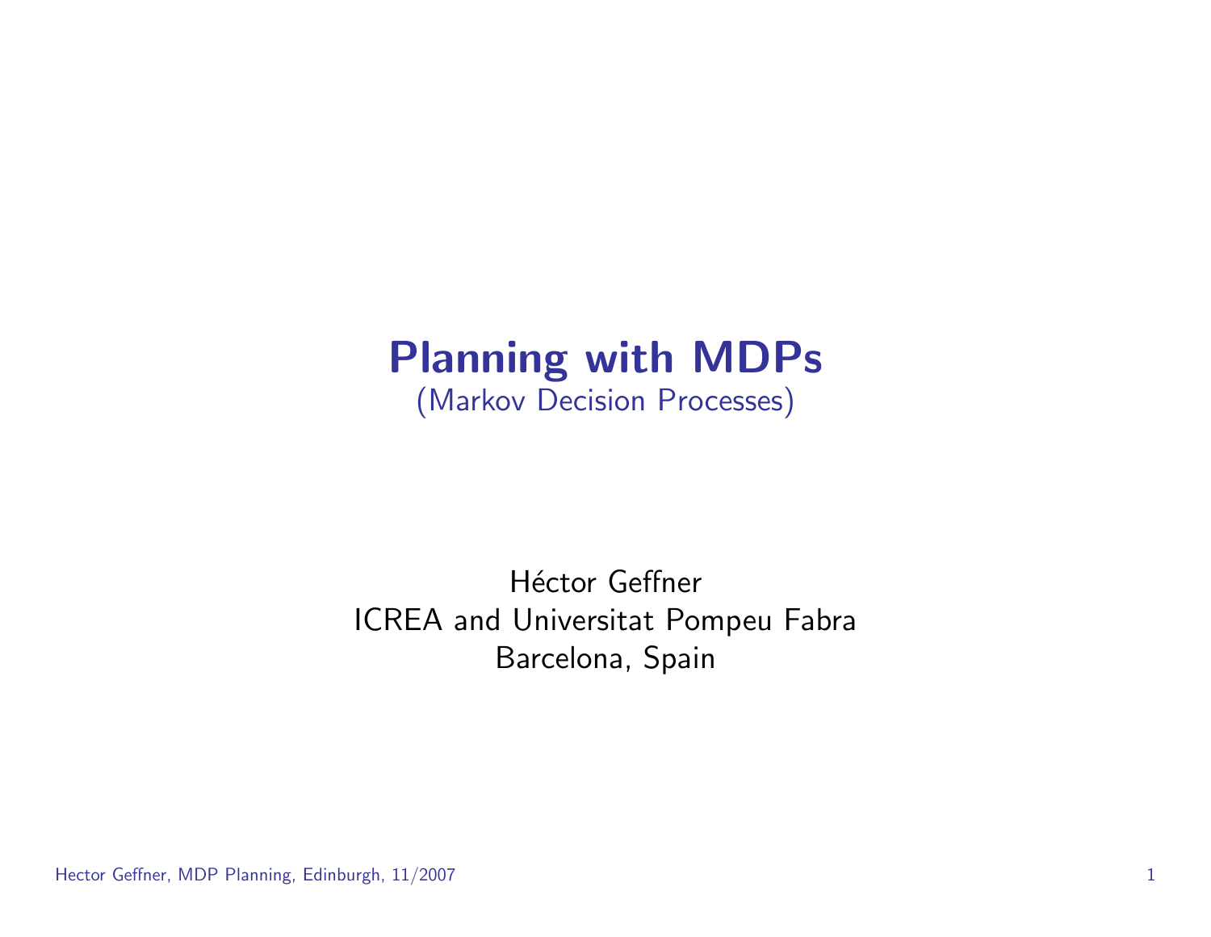# Planning with MDPs

(Markov Decision Processes)

Héctor Geffner
ICREA and Universitat Pompeu Fabra
Barcelona, Spain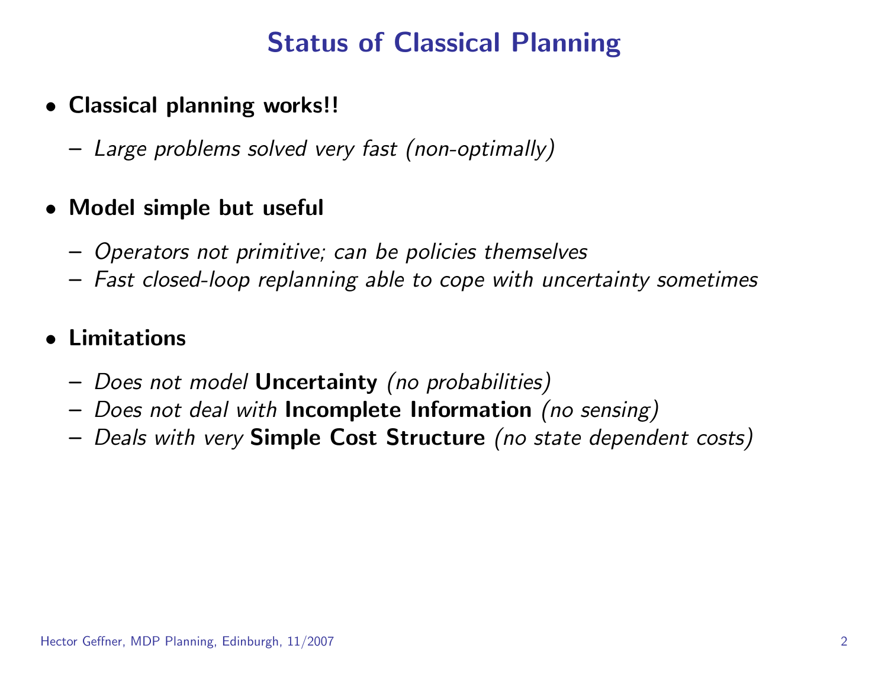# Status of Classical Planning

- **Classical planning works!!**
  - *Large problems solved very fast (non-optimally)*
- **Model simple but useful**
  - *Operators not primitive; can be policies themselves*
  - *Fast closed-loop replanning able to cope with uncertainty sometimes*
- **Limitations**
  - *Does not model* **Uncertainty** *(no probabilities)*
  - *Does not deal with* **Incomplete Information** *(no sensing)*
  - *Deals with very* **Simple Cost Structure** *(no state dependent costs)*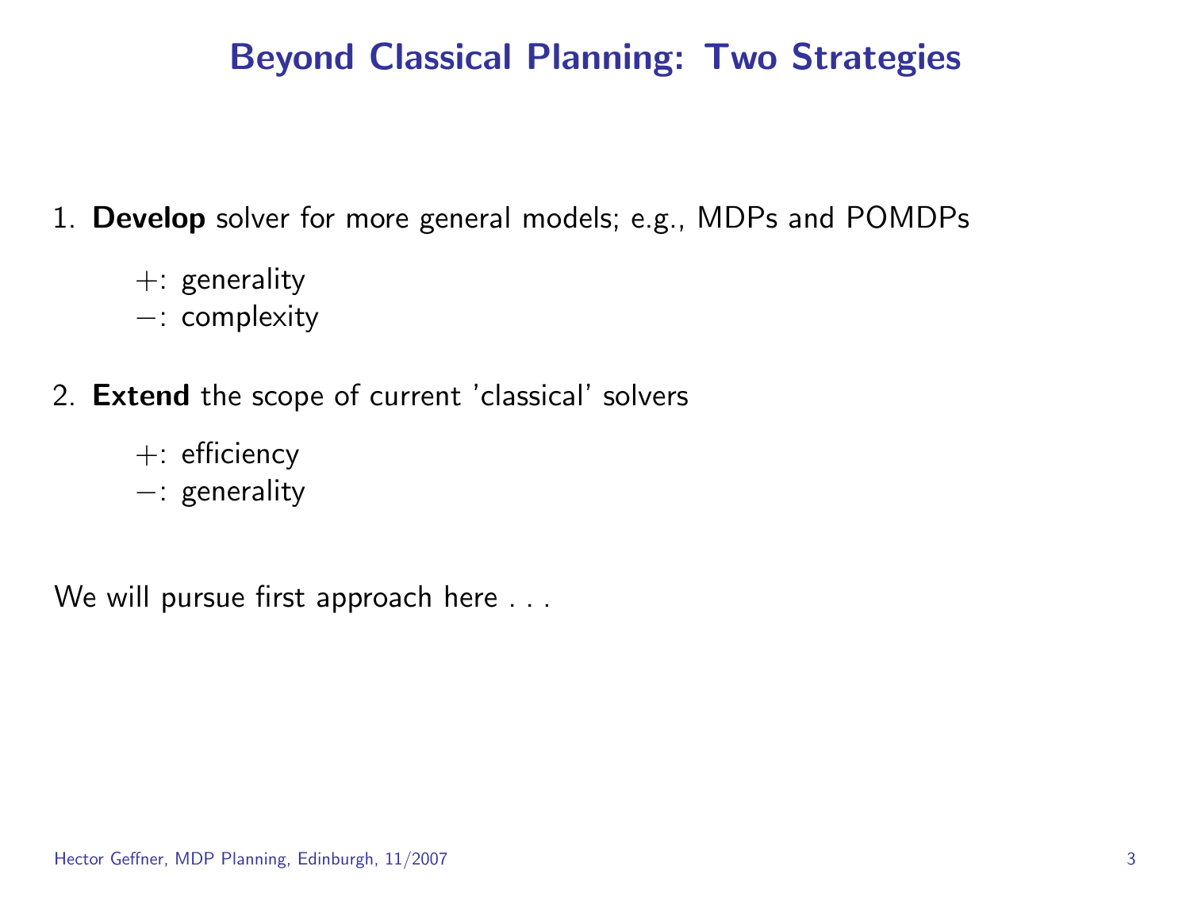# Beyond Classical Planning: Two Strategies

1. **Develop** solver for more general models; e.g., MDPs and POMDPs

   $+$: generality
   $-$: complexity

2. **Extend** the scope of current 'classical' solvers

   $+$: efficiency
   $-$: generality

We will pursue first approach here . . .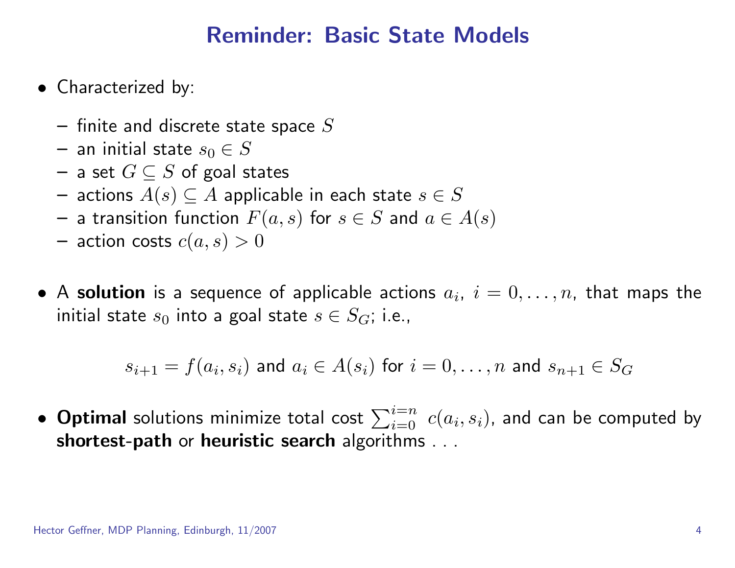# Reminder: Basic State Models

- Characterized by:
  - finite and discrete state space $S$
  - an initial state $s_0 \in S$
  - a set $G \subseteq S$ of goal states
  - actions $A(s) \subseteq A$ applicable in each state $s \in S$
  - a transition function $F(a, s)$ for $s \in S$ and $a \in A(s)$
  - action costs $c(a, s) > 0$

- A **solution** is a sequence of applicable actions $a_i$, $i = 0, \ldots, n$, that maps the initial state $s_0$ into a goal state $s \in S_G$; i.e.,

$$s_{i+1} = f(a_i, s_i) \text{ and } a_i \in A(s_i) \text{ for } i = 0, \ldots, n \text{ and } s_{n+1} \in S_G$$

- **Optimal** solutions minimize total cost $\sum_{i=0}^{i=n} c(a_i, s_i)$, and can be computed by **shortest-path** or **heuristic search** algorithms . . .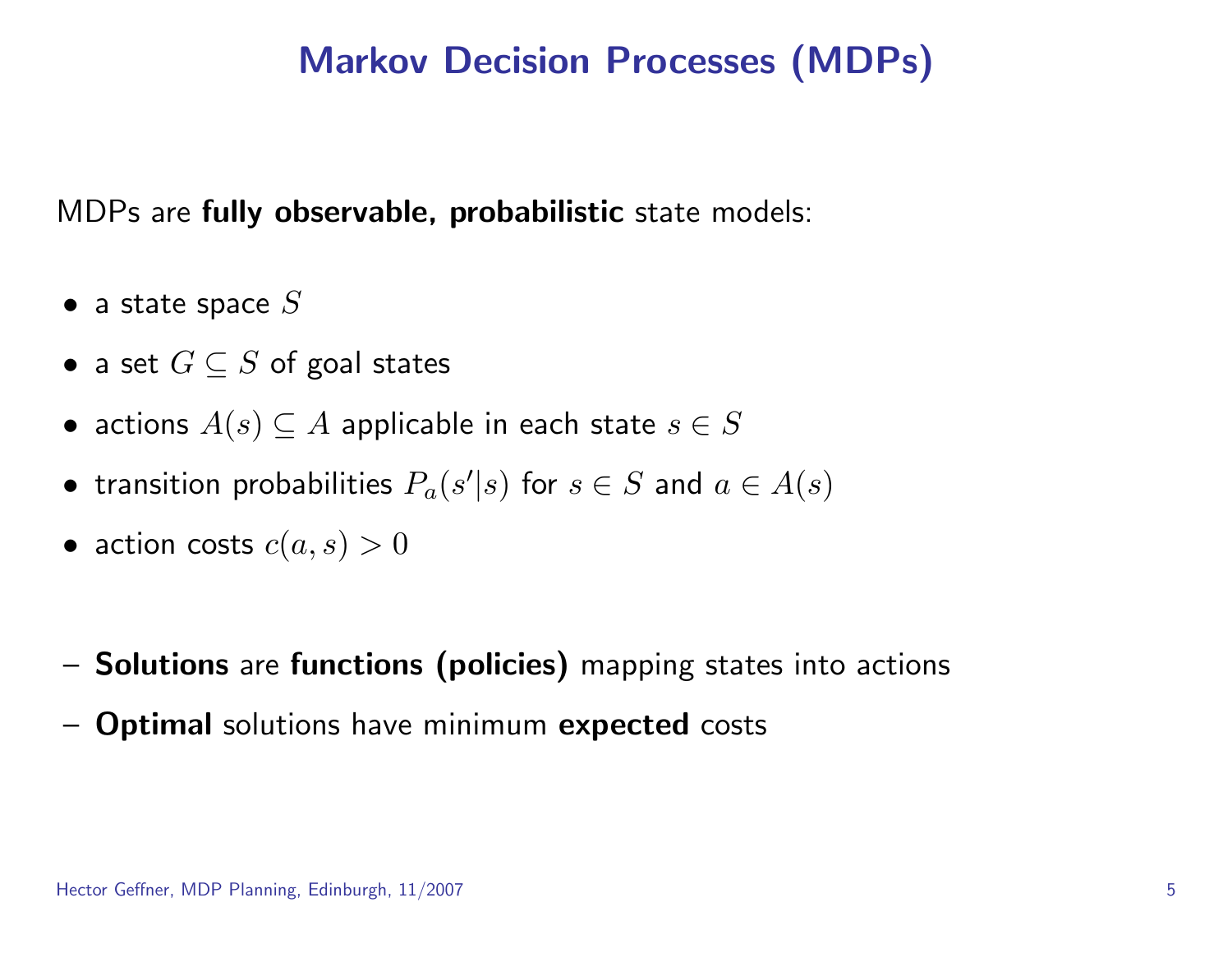# Markov Decision Processes (MDPs)

MDPs are **fully observable, probabilistic** state models:

- a state space $S$
- a set $G \subseteq S$ of goal states
- actions $A(s) \subseteq A$ applicable in each state $s \in S$
- transition probabilities $P_a(s'|s)$ for $s \in S$ and $a \in A(s)$
- action costs $c(a, s) > 0$

– **Solutions** are **functions (policies)** mapping states into actions

– **Optimal** solutions have minimum **expected** costs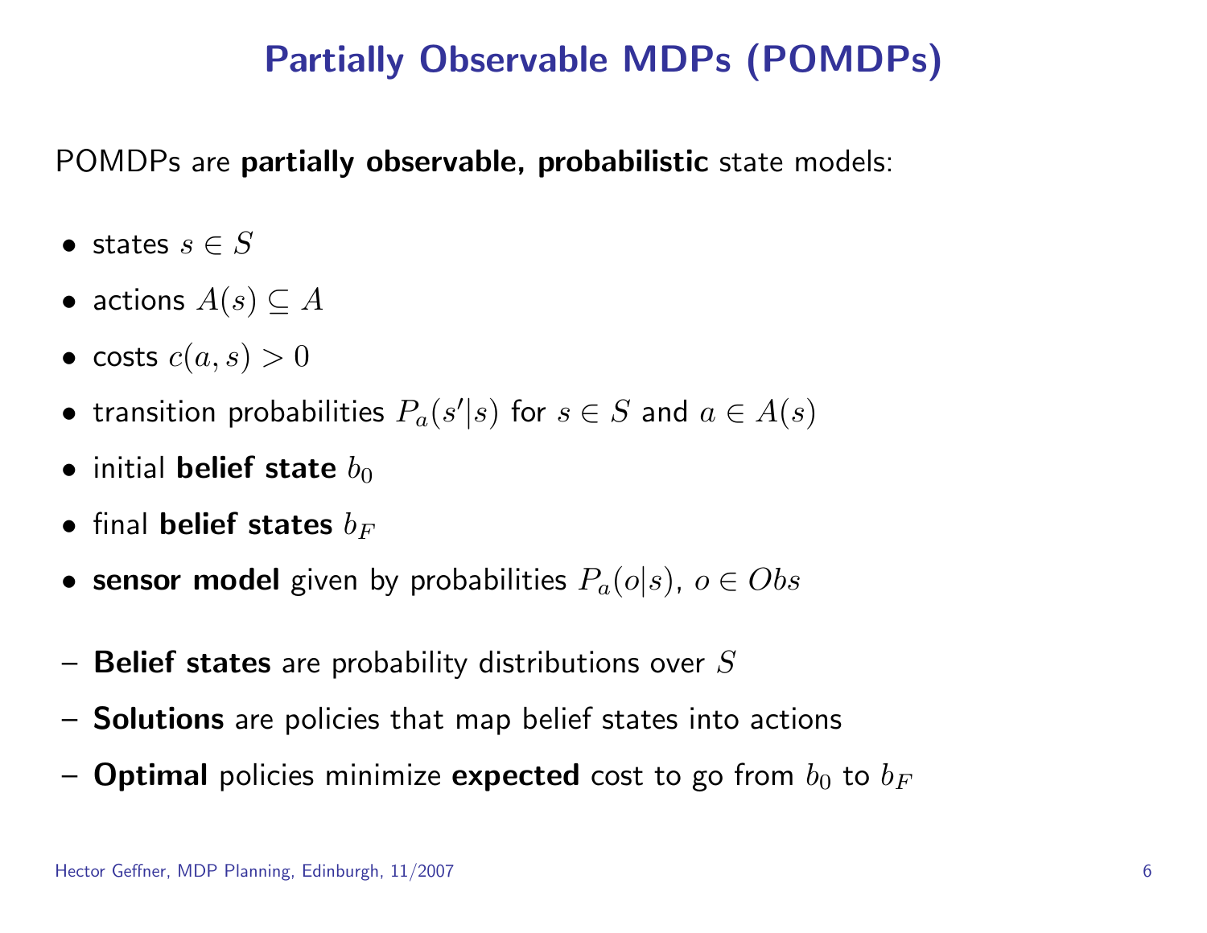# Partially Observable MDPs (POMDPs)

POMDPs are **partially observable, probabilistic** state models:

- states $s \in S$
- actions $A(s) \subseteq A$
- costs $c(a, s) > 0$
- transition probabilities $P_a(s'|s)$ for $s \in S$ and $a \in A(s)$
- initial **belief state** $b_0$
- final **belief states** $b_F$
- **sensor model** given by probabilities $P_a(o|s)$, $o \in Obs$

– **Belief states** are probability distributions over $S$

– **Solutions** are policies that map belief states into actions

– **Optimal** policies minimize **expected** cost to go from $b_0$ to $b_F$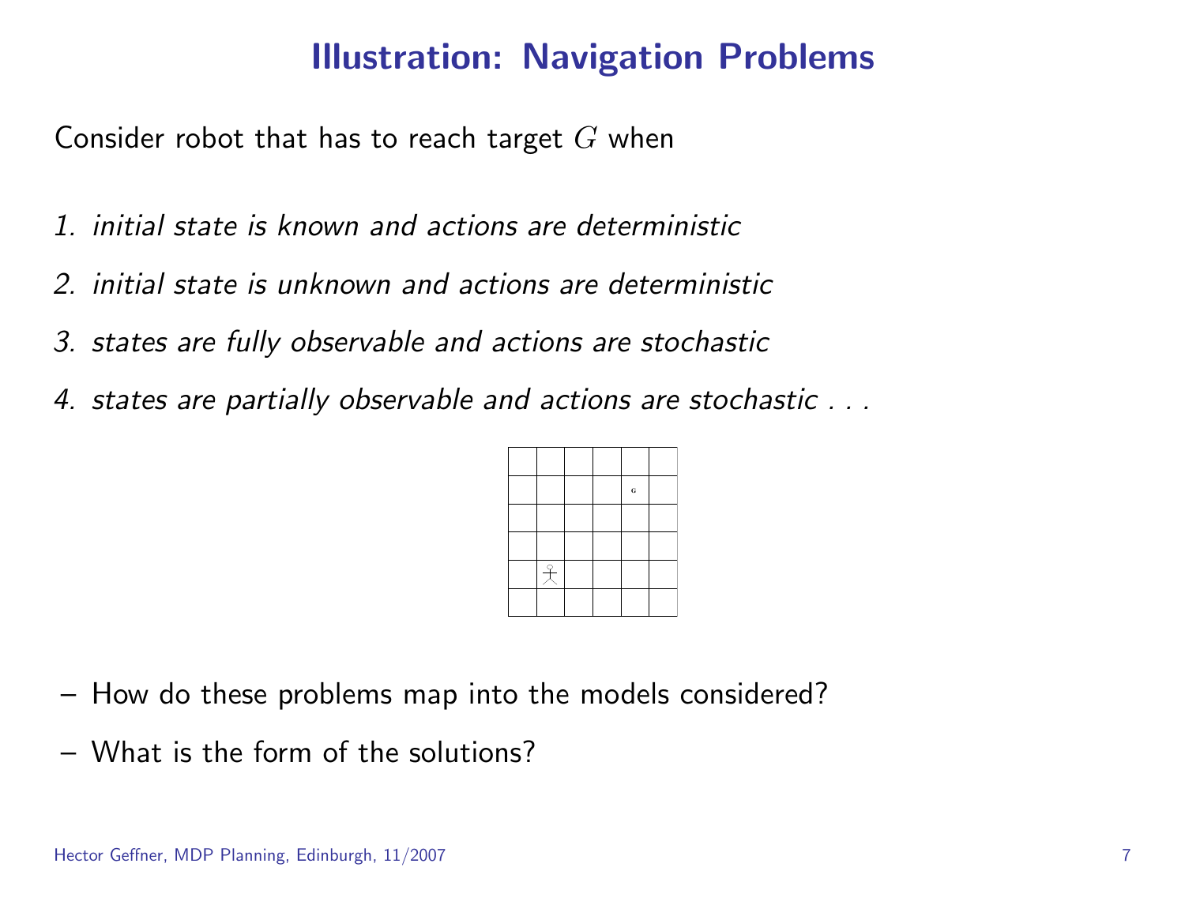# Illustration: Navigation Problems

Consider robot that has to reach target $G$ when

1. *initial state is known and actions are deterministic*
2. *initial state is unknown and actions are deterministic*
3. *states are fully observable and actions are stochastic*
4. *states are partially observable and actions are stochastic . . .*

– How do these problems map into the models considered?

– What is the form of the solutions?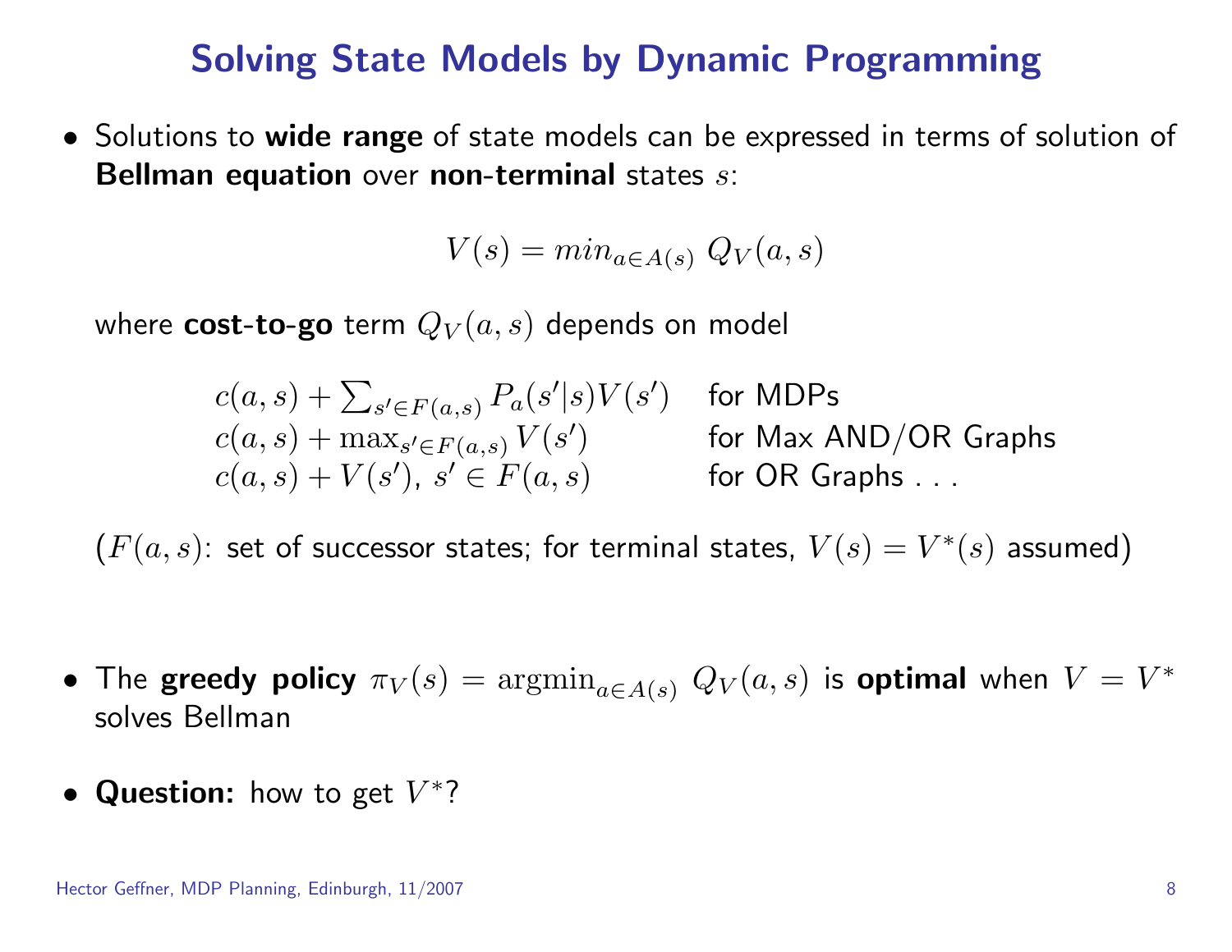# Solving State Models by Dynamic Programming

- Solutions to **wide range** of state models can be expressed in terms of solution of **Bellman equation** over **non-terminal** states $s$:

$$V(s) = min_{a \in A(s)} \; Q_V(a, s)$$

where **cost-to-go** term $Q_V(a, s)$ depends on model

| | |
|---|---|
| $c(a,s) + \sum_{s' \in F(a,s)} P_a(s'\|s) V(s')$ | for MDPs |
| $c(a,s) + \max_{s' \in F(a,s)} V(s')$ | for Max AND/OR Graphs |
| $c(a,s) + V(s')$, $s' \in F(a,s)$ | for OR Graphs . . . |

($F(a, s)$: set of successor states; for terminal states, $V(s) = V^*(s)$ assumed)

- The **greedy policy** $\pi_V(s) = \text{argmin}_{a \in A(s)} \; Q_V(a, s)$ is **optimal** when $V = V^*$ solves Bellman

- **Question:** how to get $V^*$?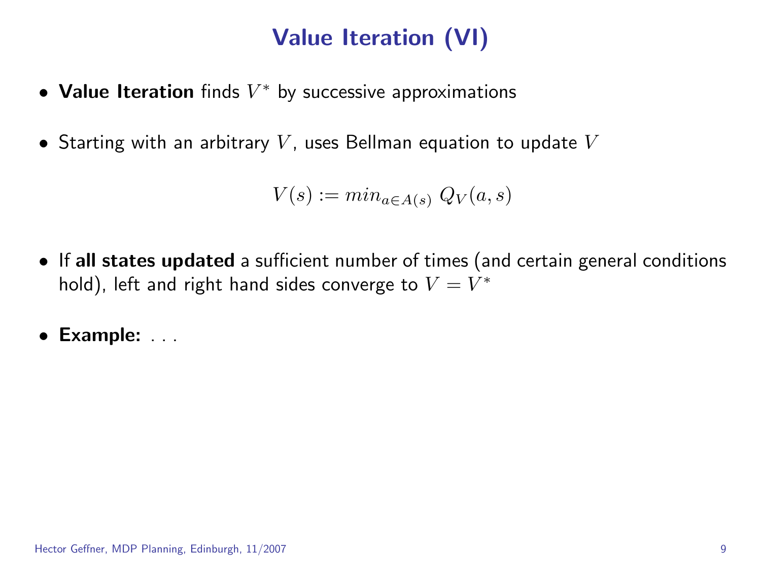# Value Iteration (VI)

- **Value Iteration** finds $V^*$ by successive approximations
- Starting with an arbitrary $V$, uses Bellman equation to update $V$

$$V(s) := min_{a \in A(s)} \, Q_V(a, s)$$

- If **all states updated** a sufficient number of times (and certain general conditions hold), left and right hand sides converge to $V = V^*$
- **Example:** . . .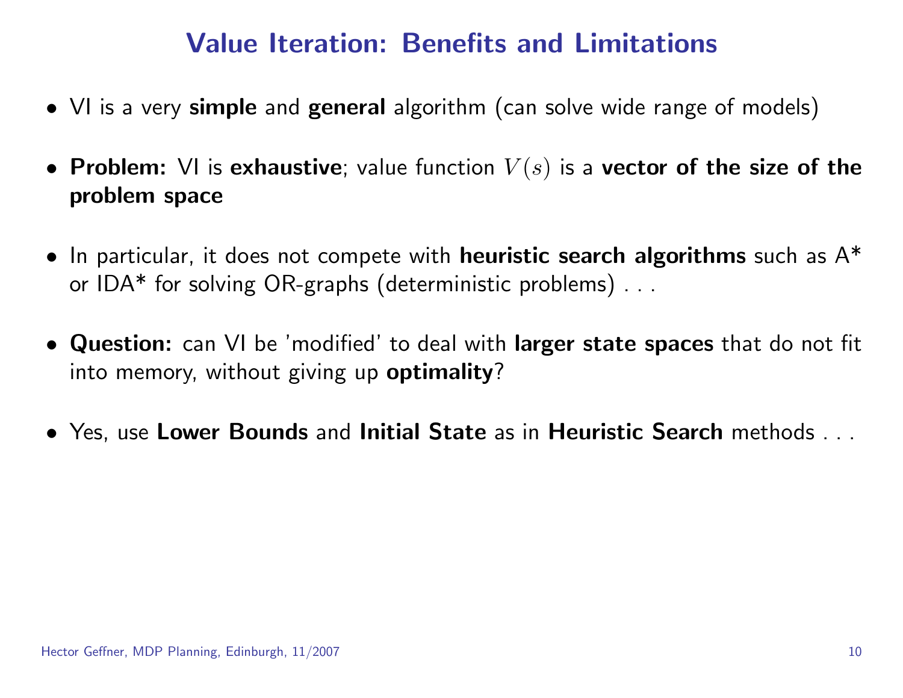# Value Iteration: Benefits and Limitations

- VI is a very **simple** and **general** algorithm (can solve wide range of models)
- **Problem:** VI is **exhaustive**; value function $V(s)$ is a **vector of the size of the problem space**
- In particular, it does not compete with **heuristic search algorithms** such as A* or IDA* for solving OR-graphs (deterministic problems) . . .
- **Question:** can VI be 'modified' to deal with **larger state spaces** that do not fit into memory, without giving up **optimality**?
- Yes, use **Lower Bounds** and **Initial State** as in **Heuristic Search** methods . . .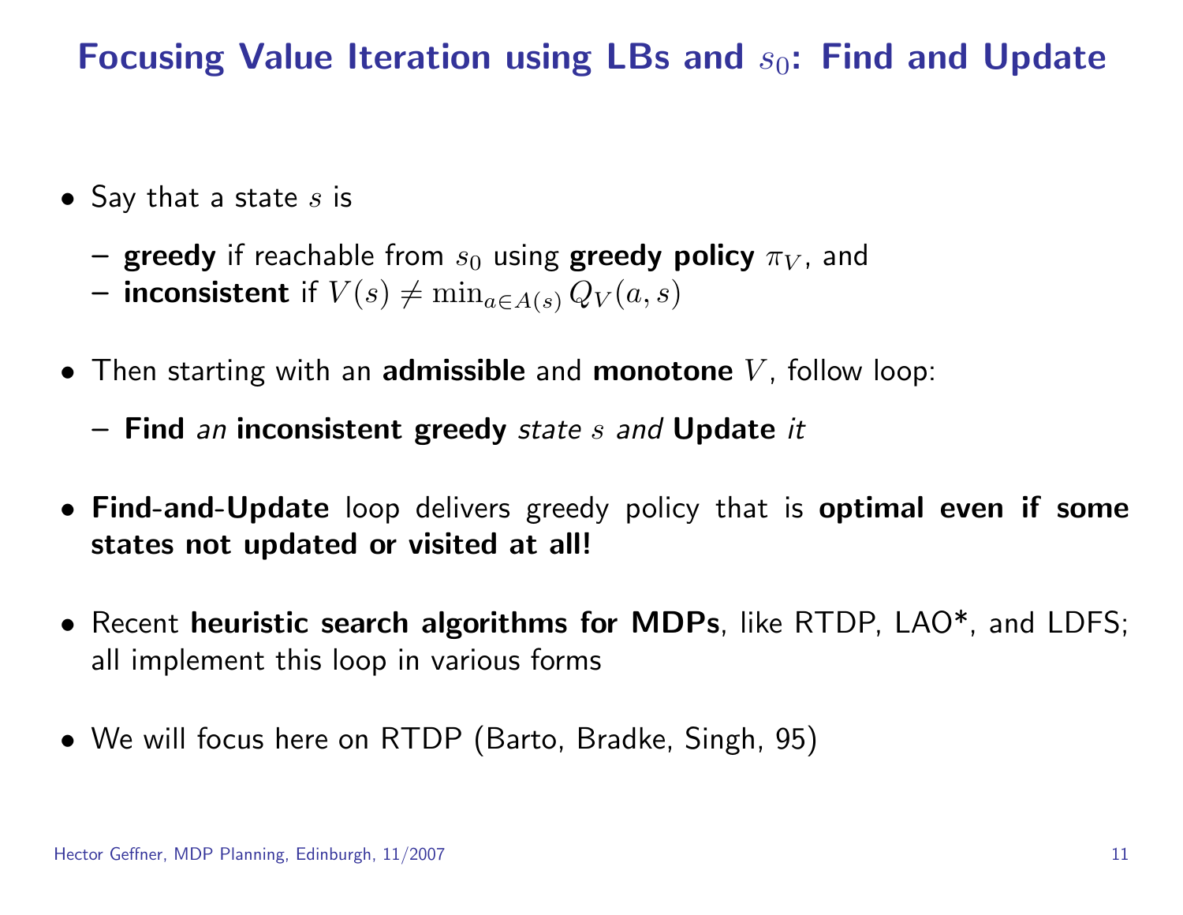# Focusing Value Iteration using LBs and $s_0$: Find and Update

- Say that a state $s$ is
  - **greedy** if reachable from $s_0$ using **greedy policy** $\pi_V$, and
  - **inconsistent** if $V(s) \neq \min_{a \in A(s)} Q_V(a, s)$
- Then starting with an **admissible** and **monotone** $V$, follow loop:
  - **Find** *an* **inconsistent greedy** *state* $s$ *and* **Update** *it*
- **Find-and-Update** loop delivers greedy policy that is **optimal even if some states not updated or visited at all!**
- Recent **heuristic search algorithms for MDPs**, like RTDP, LAO*, and LDFS; all implement this loop in various forms
- We will focus here on RTDP (Barto, Bradke, Singh, 95)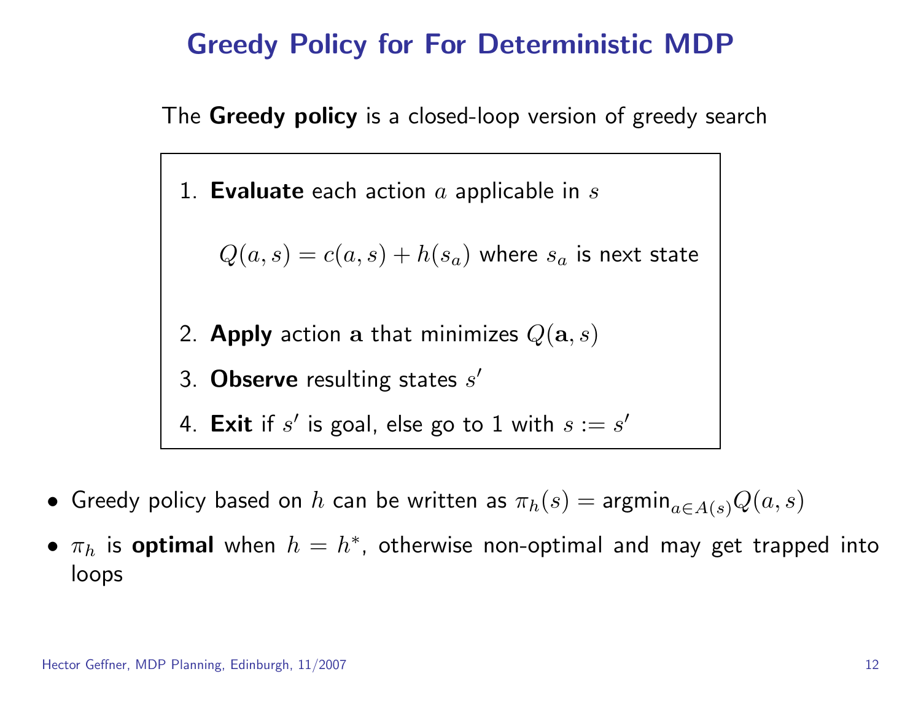# Greedy Policy for For Deterministic MDP

The **Greedy policy** is a closed-loop version of greedy search

1. **Evaluate** each action $a$ applicable in $s$

   $Q(a, s) = c(a, s) + h(s_a)$ where $s_a$ is next state

2. **Apply** action $\mathbf{a}$ that minimizes $Q(\mathbf{a}, s)$
3. **Observe** resulting states $s'$
4. **Exit** if $s'$ is goal, else go to 1 with $s := s'$

- Greedy policy based on $h$ can be written as $\pi_h(s) = \text{argmin}_{a \in A(s)} Q(a, s)$
- $\pi_h$ is **optimal** when $h = h^*$, otherwise non-optimal and may get trapped into loops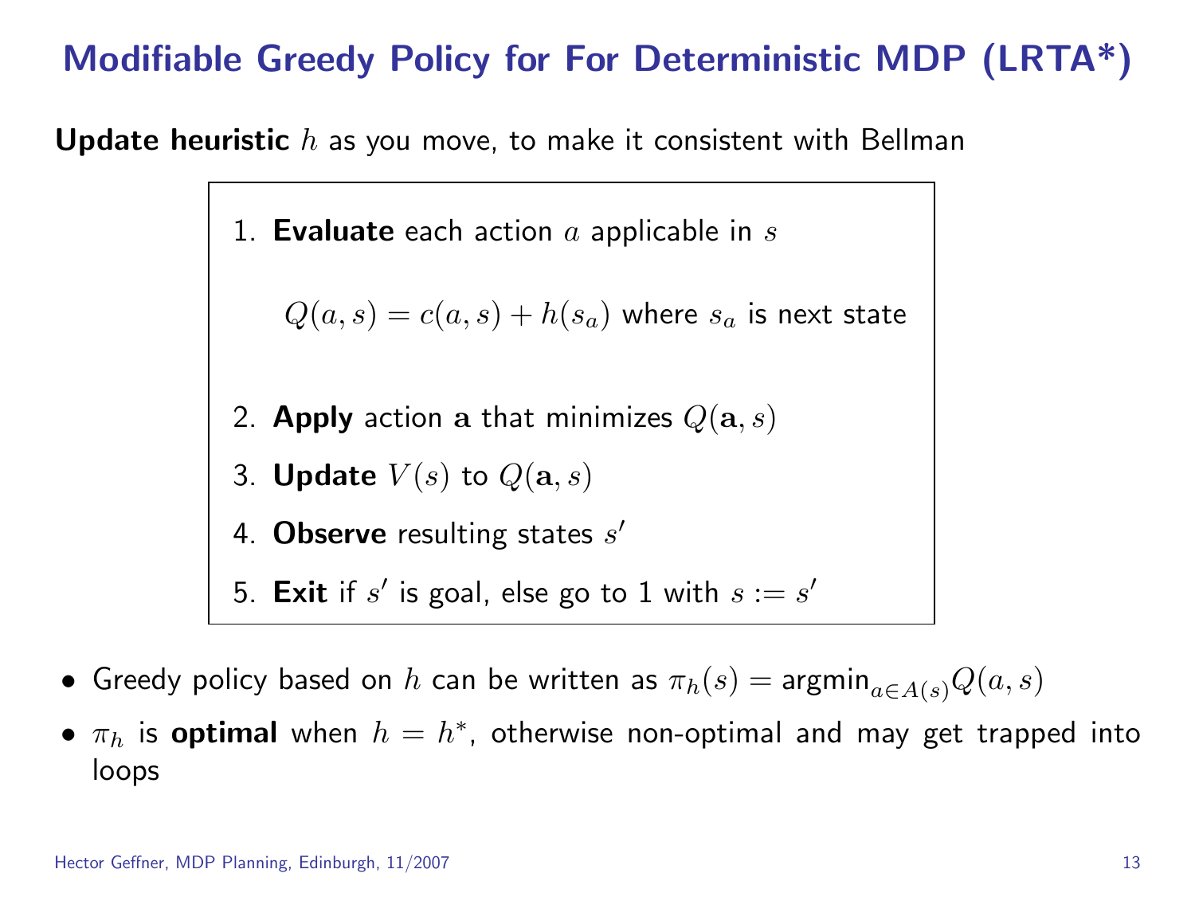# Modifiable Greedy Policy for For Deterministic MDP (LRTA*)

**Update heuristic** $h$ as you move, to make it consistent with Bellman

1. **Evaluate** each action $a$ applicable in $s$

   $Q(a, s) = c(a, s) + h(s_a)$ where $s_a$ is next state

2. **Apply** action $\mathbf{a}$ that minimizes $Q(\mathbf{a}, s)$
3. **Update** $V(s)$ to $Q(\mathbf{a}, s)$
4. **Observe** resulting states $s'$
5. **Exit** if $s'$ is goal, else go to 1 with $s := s'$

- Greedy policy based on $h$ can be written as $\pi_h(s) = \text{argmin}_{a \in A(s)} Q(a, s)$
- $\pi_h$ is **optimal** when $h = h^*$, otherwise non-optimal and may get trapped into loops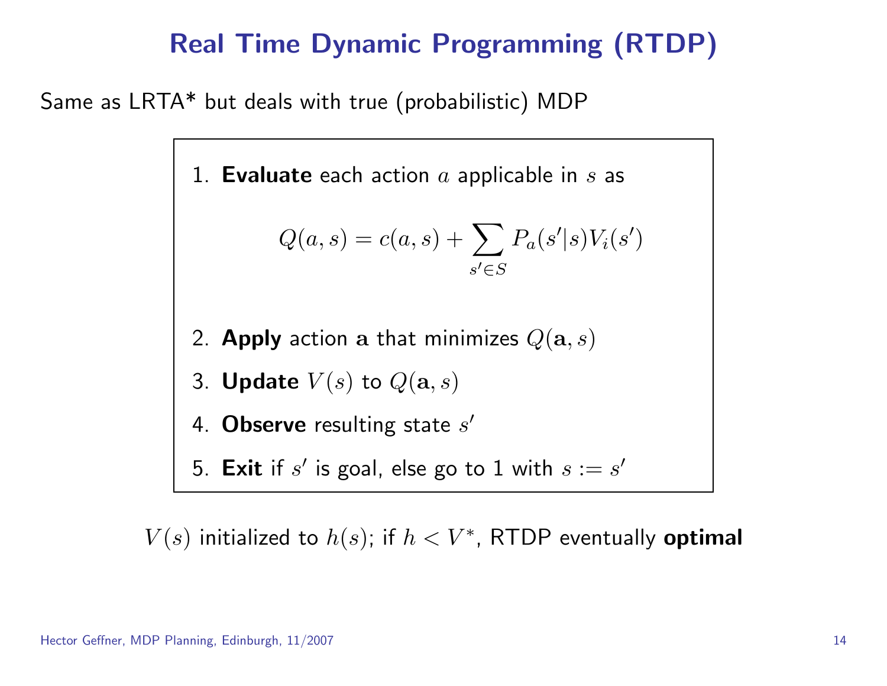# Real Time Dynamic Programming (RTDP)

Same as LRTA* but deals with true (probabilistic) MDP

1. **Evaluate** each action $a$ applicable in $s$ as

$$Q(a, s) = c(a, s) + \sum_{s' \in S} P_a(s'|s) V_i(s')$$

2. **Apply** action $\mathbf{a}$ that minimizes $Q(\mathbf{a}, s)$
3. **Update** $V(s)$ to $Q(\mathbf{a}, s)$
4. **Observe** resulting state $s'$
5. **Exit** if $s'$ is goal, else go to 1 with $s := s'$

$V(s)$ initialized to $h(s)$; if $h < V^*$, RTDP eventually **optimal**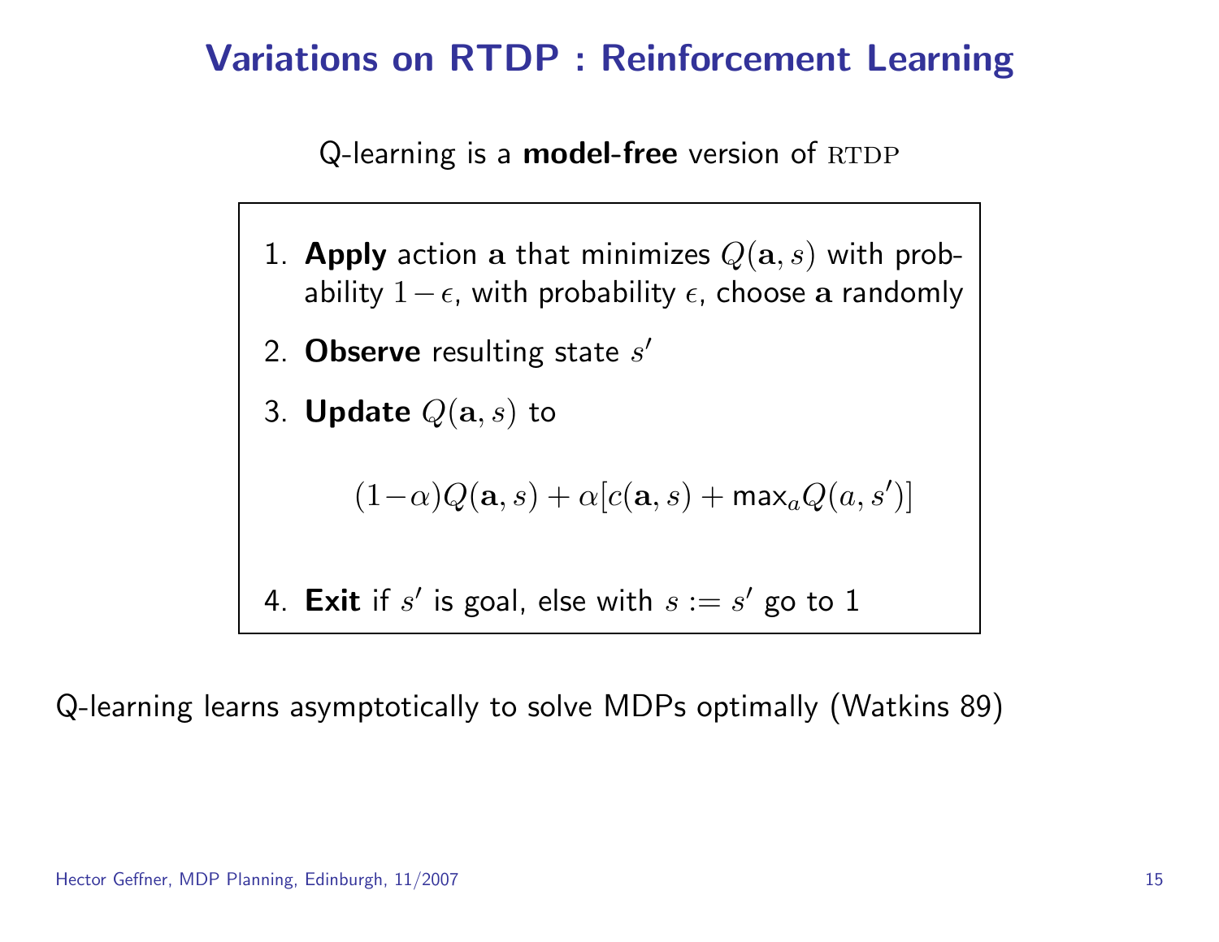# Variations on RTDP : Reinforcement Learning

Q-learning is a **model-free** version of RTDP

1. **Apply** action $\mathbf{a}$ that minimizes $Q(\mathbf{a}, s)$ with probability $1-\epsilon$, with probability $\epsilon$, choose $\mathbf{a}$ randomly
2. **Observe** resulting state $s'$
3. **Update** $Q(\mathbf{a}, s)$ to

$$(1-\alpha)Q(\mathbf{a}, s) + \alpha[c(\mathbf{a}, s) + \max_a Q(a, s')]$$

4. **Exit** if $s'$ is goal, else with $s := s'$ go to 1

Q-learning learns asymptotically to solve MDPs optimally (Watkins 89)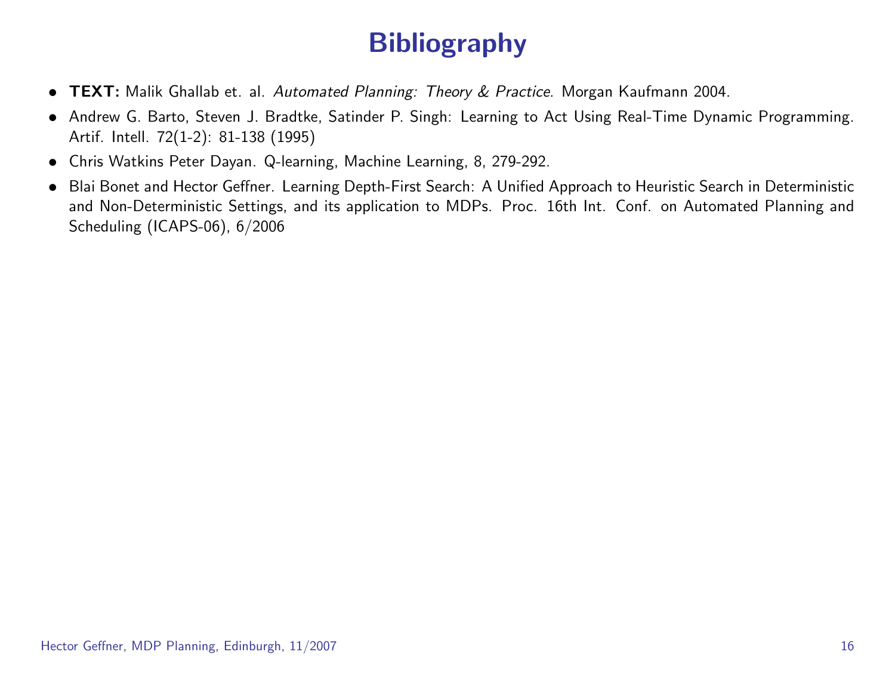# Bibliography

- **TEXT:** Malik Ghallab et. al. *Automated Planning: Theory & Practice*. Morgan Kaufmann 2004.
- Andrew G. Barto, Steven J. Bradtke, Satinder P. Singh: Learning to Act Using Real-Time Dynamic Programming. Artif. Intell. 72(1-2): 81-138 (1995)
- Chris Watkins Peter Dayan. Q-learning, Machine Learning, 8, 279-292.
- Blai Bonet and Hector Geffner. Learning Depth-First Search: A Unified Approach to Heuristic Search in Deterministic and Non-Deterministic Settings, and its application to MDPs. Proc. 16th Int. Conf. on Automated Planning and Scheduling (ICAPS-06), 6/2006